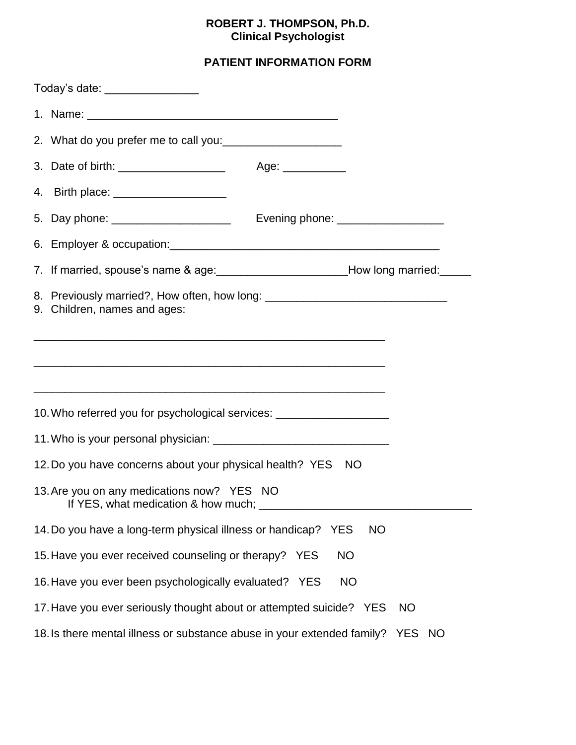**ROBERT J. THOMPSON, Ph.D.**
**Clinical Psychologist**

**PATIENT INFORMATION FORM**

Today's date: _______________

1. Name: ________________________________________
2. What do you prefer me to call you:___________________
3. Date of birth: _________________ Age: __________
4. Birth place: __________________
5. Day phone: ___________________ Evening phone: _________________
6. Employer & occupation:___________________________________________
7. If married, spouse's name & age:_____________________How long married:_____
8. Previously married?, How often, how long: _____________________________
9. Children, names and ages:

________________________________________________________

________________________________________________________

________________________________________________________

10. Who referred you for psychological services: __________________
11. Who is your personal physician: ___________________________
12. Do you have concerns about your physical health? YES NO
13. Are you on any medications now? YES NO
    If YES, what medication & how much; __________________________________
14. Do you have a long-term physical illness or handicap? YES NO
15. Have you ever received counseling or therapy? YES NO
16. Have you ever been psychologically evaluated? YES NO
17. Have you ever seriously thought about or attempted suicide? YES NO
18. Is there mental illness or substance abuse in your extended family? YES NO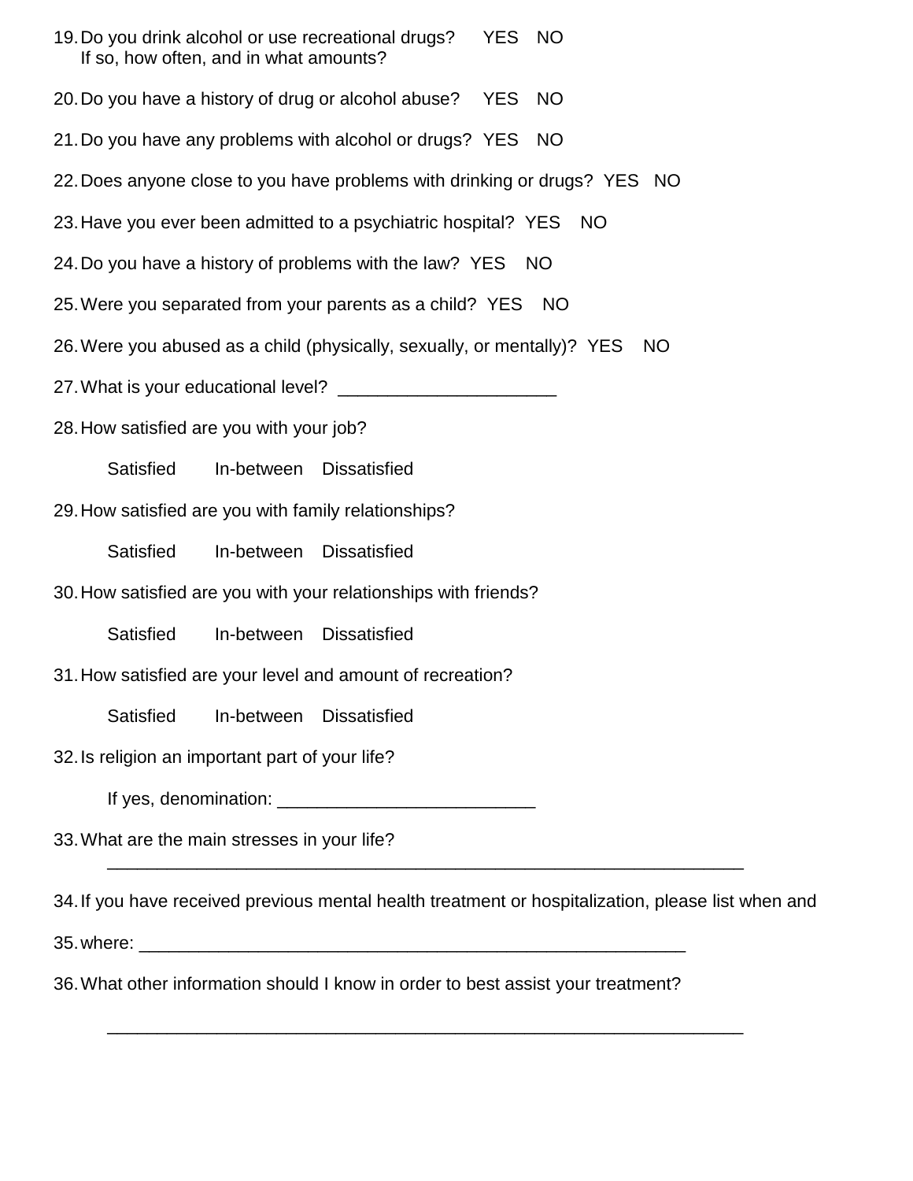19. Do you drink alcohol or use recreational drugs? YES NO
    If so, how often, and in what amounts?

20. Do you have a history of drug or alcohol abuse? YES NO

21. Do you have any problems with alcohol or drugs? YES NO

22. Does anyone close to you have problems with drinking or drugs? YES NO

23. Have you ever been admitted to a psychiatric hospital? YES NO

24. Do you have a history of problems with the law? YES NO

25. Were you separated from your parents as a child? YES NO

26. Were you abused as a child (physically, sexually, or mentally)? YES NO

27. What is your educational level? ______________________

28. How satisfied are you with your job?

    Satisfied In-between Dissatisfied

29. How satisfied are you with family relationships?

    Satisfied In-between Dissatisfied

30. How satisfied are you with your relationships with friends?

    Satisfied In-between Dissatisfied

31. How satisfied are your level and amount of recreation?

    Satisfied In-between Dissatisfied

32. Is religion an important part of your life?

    If yes, denomination: __________________________

33. What are the main stresses in your life?
    _________________________________________________________________

34. If you have received previous mental health treatment or hospitalization, please list when and

35. where: ________________________________________________________

36. What other information should I know in order to best assist your treatment?

    _________________________________________________________________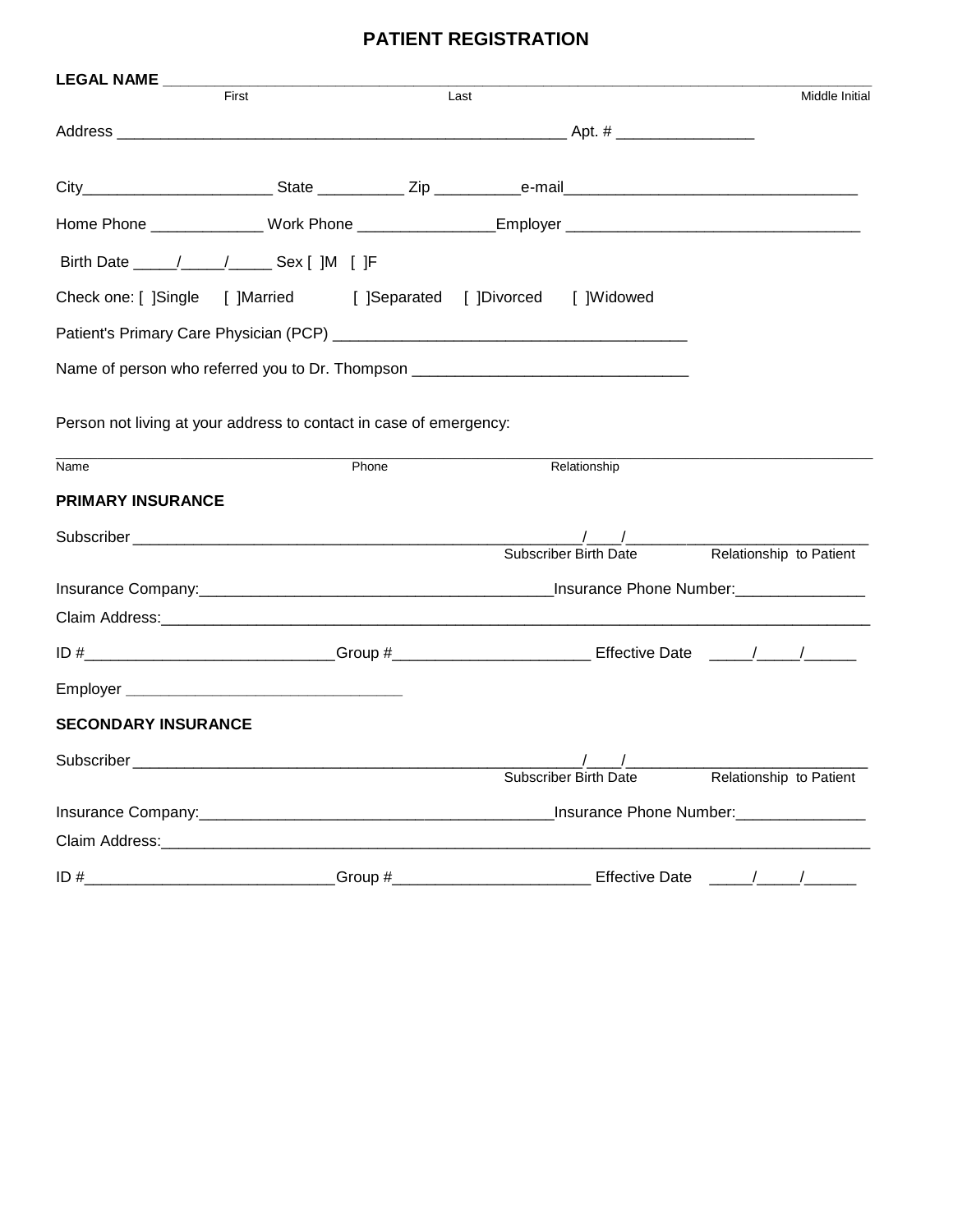# PATIENT REGISTRATION

**LEGAL NAME** ______________________________________________________________________________
First                                        Last                                        Middle Initial

Address ___________________________________________________ Apt. # ________________

City______________________ State __________ Zip __________e-mail_________________________________

Home Phone _____________ Work Phone ________________Employer __________________________________

Birth Date _____/_____/_____ Sex [ ]M [ ]F

Check one: [ ]Single [ ]Married [ ]Separated [ ]Divorced [ ]Widowed

Patient's Primary Care Physician (PCP) ________________________________________

Name of person who referred you to Dr. Thompson _______________________________

Person not living at your address to contact in case of emergency:

______________________________________________________________________________
Name                                        Phone                                        Relationship

**PRIMARY INSURANCE**

Subscriber ___________________________________________________/____/___________________________
Subscriber Birth Date                                        Relationship to Patient

Insurance Company:________________________________________Insurance Phone Number:_______________

Claim Address:____________________________________________________________________________________

ID #____________________________Group #______________________ Effective Date _____/_____/______

Employer _______________________________

**SECONDARY INSURANCE**

Subscriber ___________________________________________________/____/___________________________
Subscriber Birth Date                                        Relationship to Patient

Insurance Company:________________________________________Insurance Phone Number:_______________

Claim Address:____________________________________________________________________________________

ID #____________________________Group #______________________ Effective Date _____/_____/______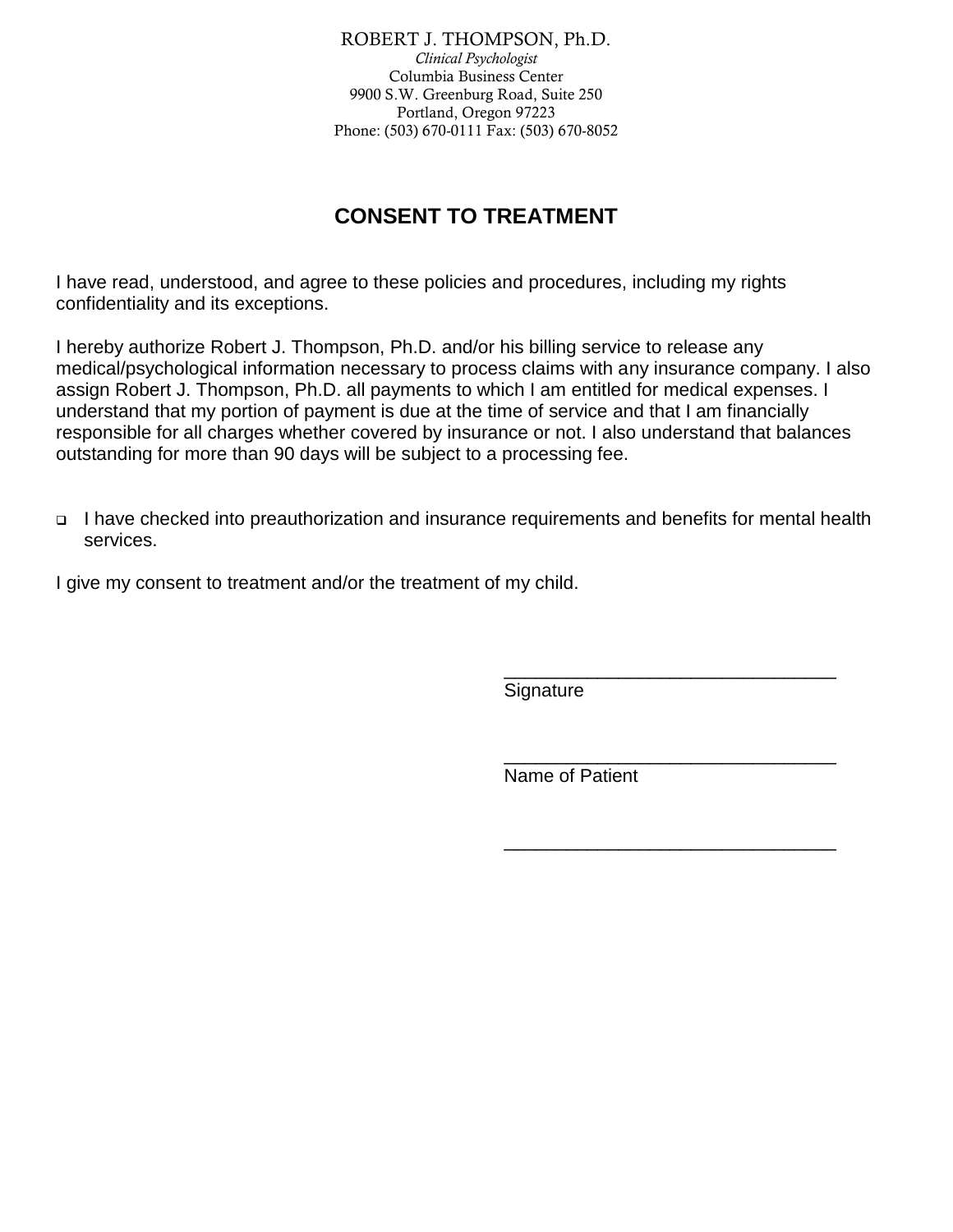ROBERT J. THOMPSON, Ph.D.
*Clinical Psychologist*
Columbia Business Center
9900 S.W. Greenburg Road, Suite 250
Portland, Oregon 97223
Phone: (503) 670-0111 Fax: (503) 670-8052

# CONSENT TO TREATMENT

I have read, understood, and agree to these policies and procedures, including my rights confidentiality and its exceptions.

I hereby authorize Robert J. Thompson, Ph.D. and/or his billing service to release any medical/psychological information necessary to process claims with any insurance company. I also assign Robert J. Thompson, Ph.D. all payments to which I am entitled for medical expenses. I understand that my portion of payment is due at the time of service and that I am financially responsible for all charges whether covered by insurance or not. I also understand that balances outstanding for more than 90 days will be subject to a processing fee.

- ☐ I have checked into preauthorization and insurance requirements and benefits for mental health services.

I give my consent to treatment and/or the treatment of my child.

________________________________
Signature

________________________________
Name of Patient

________________________________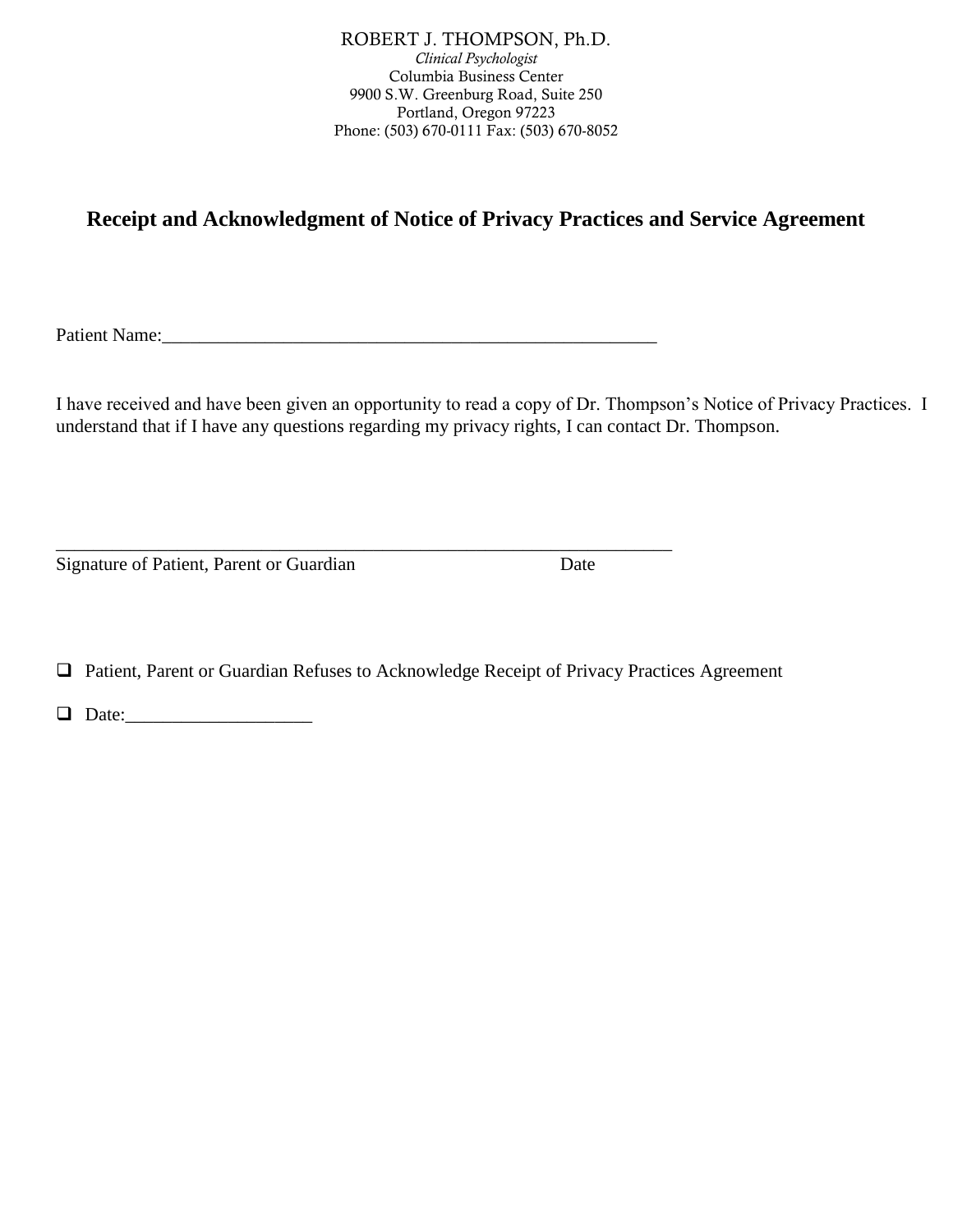ROBERT J. THOMPSON, Ph.D.
*Clinical Psychologist*
Columbia Business Center
9900 S.W. Greenburg Road, Suite 250
Portland, Oregon 97223
Phone: (503) 670-0111 Fax: (503) 670-8052

# Receipt and Acknowledgment of Notice of Privacy Practices and Service Agreement

Patient Name:_______________________________________________________

I have received and have been given an opportunity to read a copy of Dr. Thompson's Notice of Privacy Practices. I understand that if I have any questions regarding my privacy rights, I can contact Dr. Thompson.

____________________________________________________________________
Signature of Patient, Parent or Guardian                                   Date

- ☐ Patient, Parent or Guardian Refuses to Acknowledge Receipt of Privacy Practices Agreement
- ☐ Date:___________________